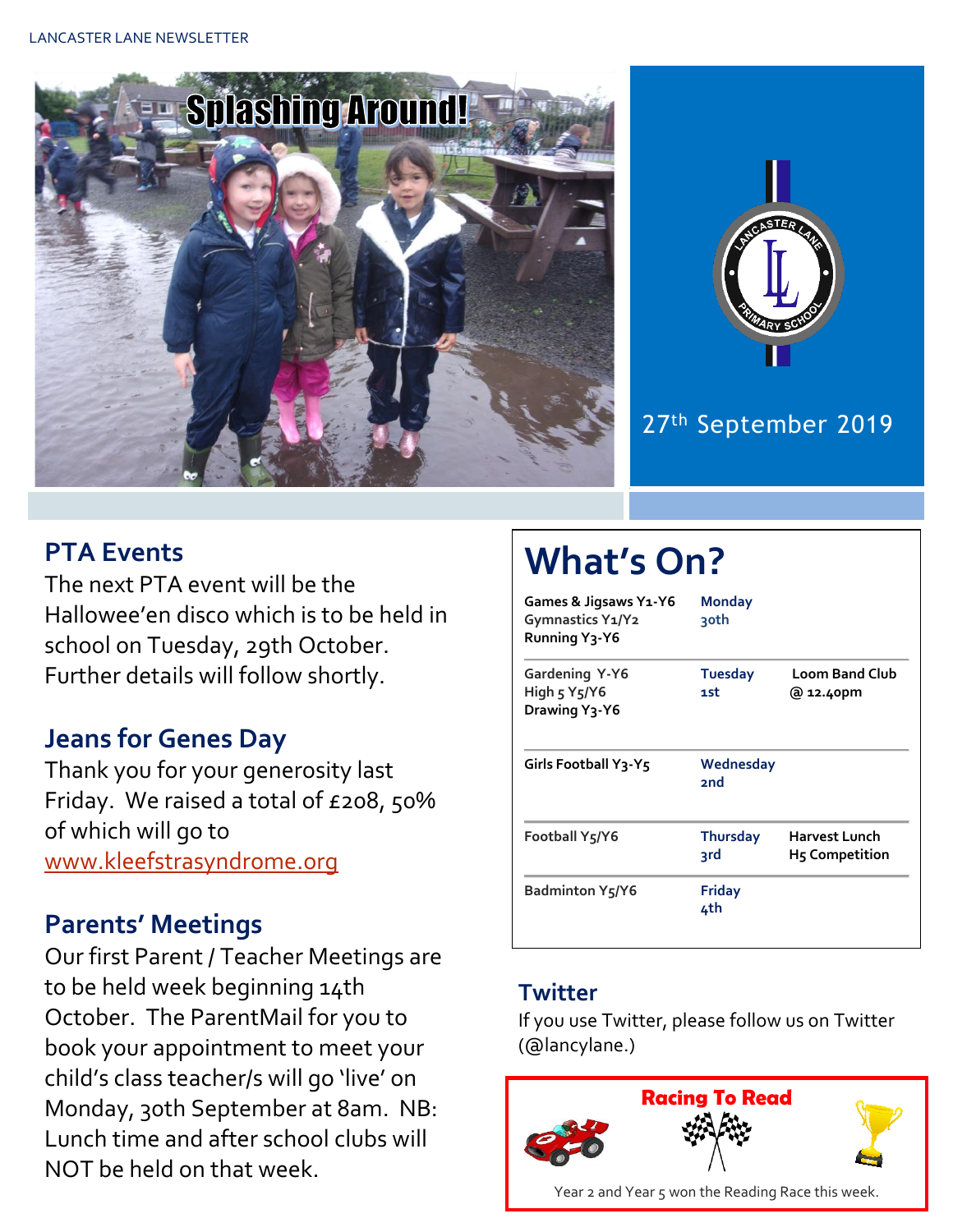# Splashing Around!

27th September 2019

## PTA Events

The next PTA event will be the Hallowee'en disco which is to be held in school on Tuesday, 29th October. Further details will follow shortly.

## Jeans for Genes Day

Thank you for your generosity last Friday. We raised a total of £208, 50% of which will go to www.kleefstrasyndrome.org

## Parents' Meetings

Our first Parent / Teacher Meetings are to be held week beginning 14th October. The ParentMail for you to book your appointment to meet your child's class teacher/s will go 'live' on Monday, 30th September at 8am. NB: Lunch time and after school clubs will NOT be held on that week.

## What's On?

| Clubs | Day | Events |
|---|---|---|
| Games & Jigsaws Y1-Y6<br>Gymnastics Y1/Y2<br>Running Y3-Y6 | Monday 30th | |
| Gardening Y-Y6<br>High 5 Y5/Y6<br>Drawing Y3-Y6 | Tuesday 1st | Loom Band Club @ 12.40pm |
| Girls Football Y3-Y5 | Wednesday 2nd | |
| Football Y5/Y6 | Thursday 3rd | Harvest Lunch<br>H5 Competition |
| Badminton Y5/Y6 | Friday 4th | |

## Twitter

If you use Twitter, please follow us on Twitter (@lancylane.)

## Racing To Read

Year 2 and Year 5 won the Reading Race this week.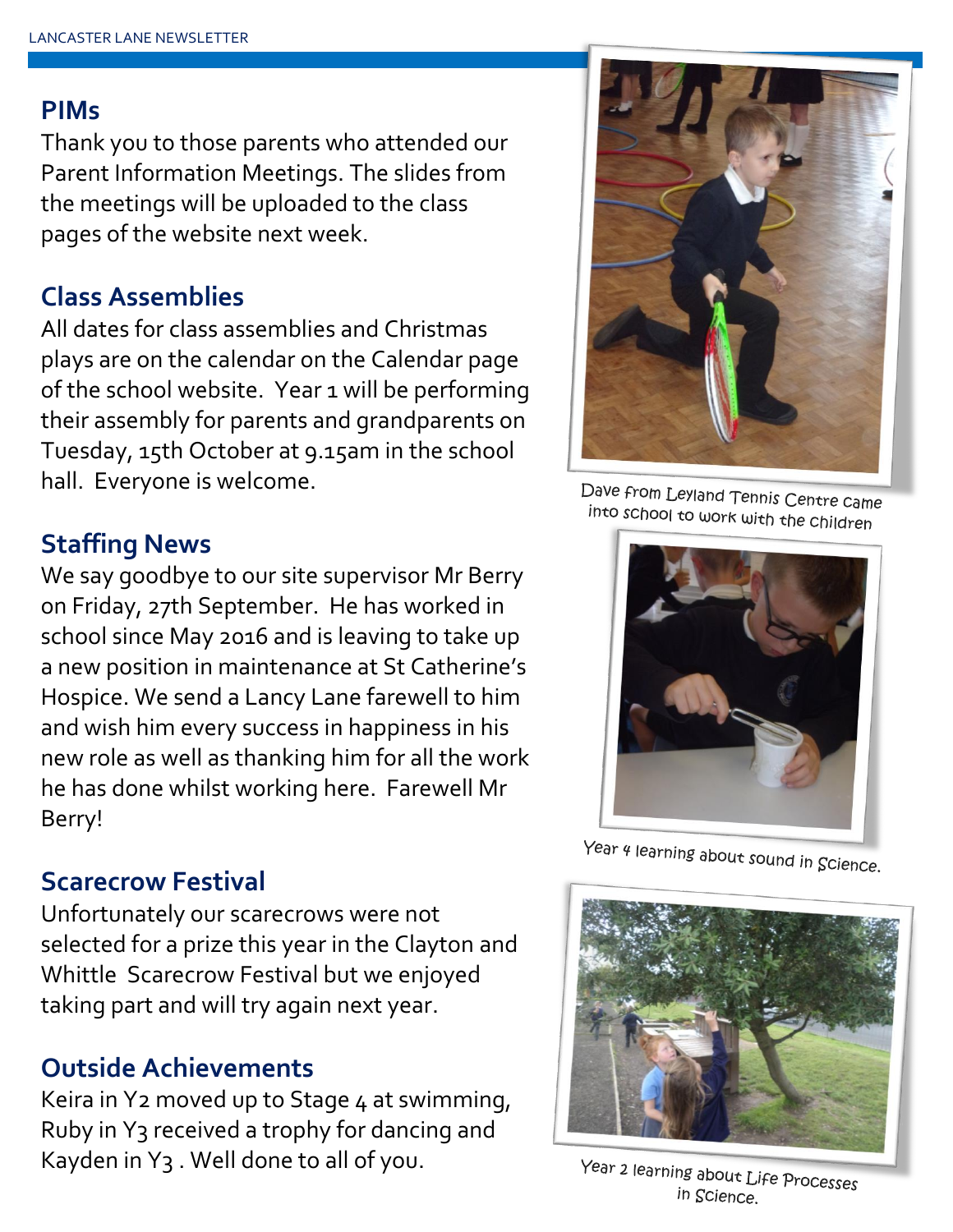## PIMs

Thank you to those parents who attended our Parent Information Meetings. The slides from the meetings will be uploaded to the class pages of the website next week.

## Class Assemblies

All dates for class assemblies and Christmas plays are on the calendar on the Calendar page of the school website. Year 1 will be performing their assembly for parents and grandparents on Tuesday, 15th October at 9.15am in the school hall. Everyone is welcome.

## Staffing News

We say goodbye to our site supervisor Mr Berry on Friday, 27th September. He has worked in school since May 2016 and is leaving to take up a new position in maintenance at St Catherine's Hospice. We send a Lancy Lane farewell to him and wish him every success in happiness in his new role as well as thanking him for all the work he has done whilst working here. Farewell Mr Berry!

## Scarecrow Festival

Unfortunately our scarecrows were not selected for a prize this year in the Clayton and Whittle Scarecrow Festival but we enjoyed taking part and will try again next year.

## Outside Achievements

Keira in Y2 moved up to Stage 4 at swimming, Ruby in Y3 received a trophy for dancing and Kayden in Y3 . Well done to all of you.

Dave from Leyland Tennis Centre came into school to work with the children

Year 4 learning about sound in Science.

Year 2 learning about Life Processes in Science.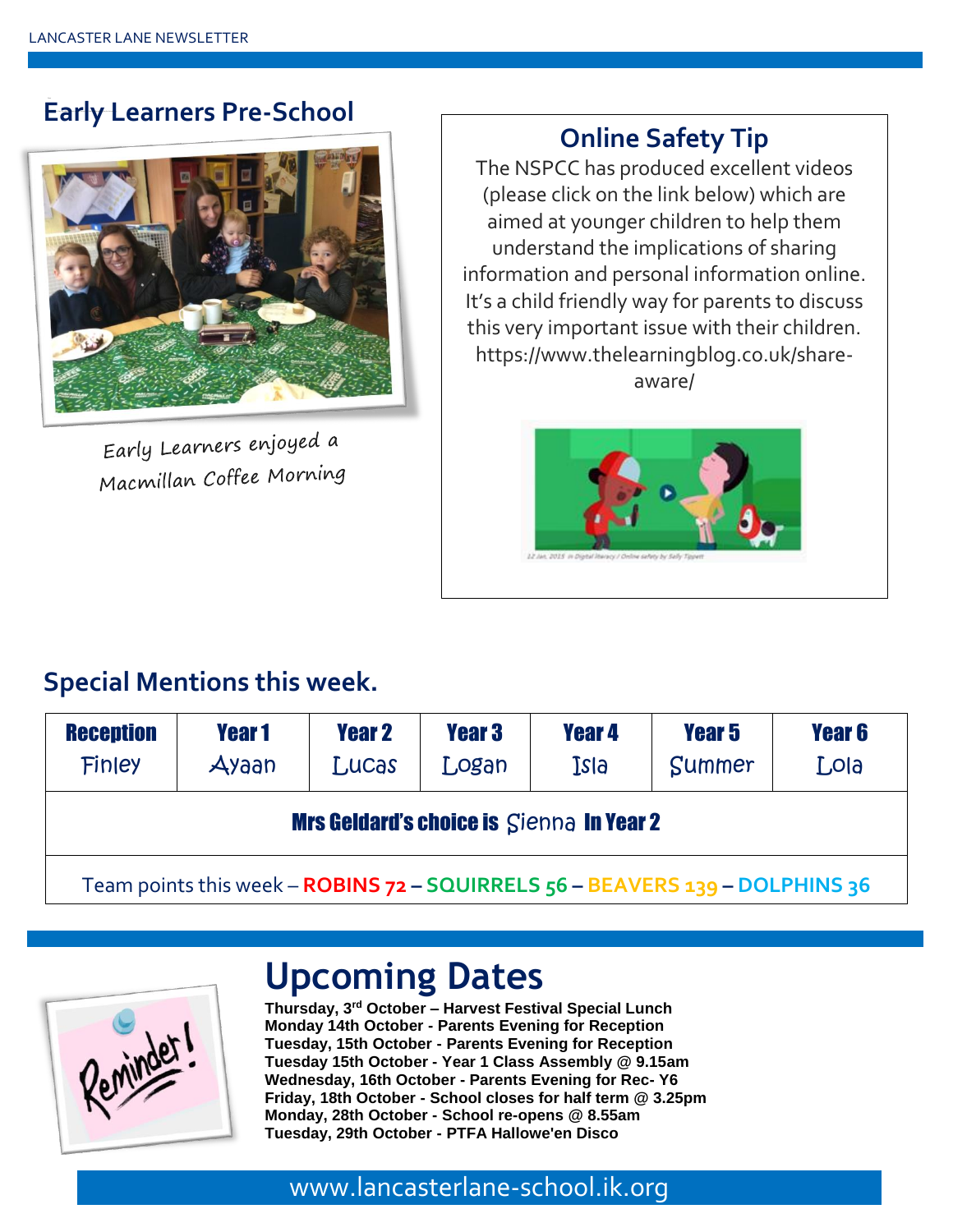## Early Learners Pre-School

Early Learners enjoyed a Macmillan Coffee Morning

## Online Safety Tip

The NSPCC has produced excellent videos (please click on the link below) which are aimed at younger children to help them understand the implications of sharing information and personal information online. It's a child friendly way for parents to discuss this very important issue with their children. https://www.thelearningblog.co.uk/share-aware/

## Special Mentions this week.

| Reception | Year 1 | Year 2 | Year 3 | Year 4 | Year 5 | Year 6 |
|---|---|---|---|---|---|---|
| Finley | Ayaan | Lucas | Logan | Isla | Summer | Lola |
| **Mrs Geldard's choice is** Sienna **In Year 2** | | | | | | |
| Team points this week – **ROBINS 72** – **SQUIRRELS 56** – **BEAVERS 139** – **DOLPHINS 36** | | | | | | |

# Upcoming Dates

**Thursday, 3rd October – Harvest Festival Special Lunch**
**Monday 14th October - Parents Evening for Reception**
**Tuesday, 15th October - Parents Evening for Reception**
**Tuesday 15th October - Year 1 Class Assembly @ 9.15am**
**Wednesday, 16th October - Parents Evening for Rec- Y6**
**Friday, 18th October - School closes for half term @ 3.25pm**
**Monday, 28th October - School re-opens @ 8.55am**
**Tuesday, 29th October - PTFA Hallowe'en Disco**

www.lancasterlane-school.ik.org